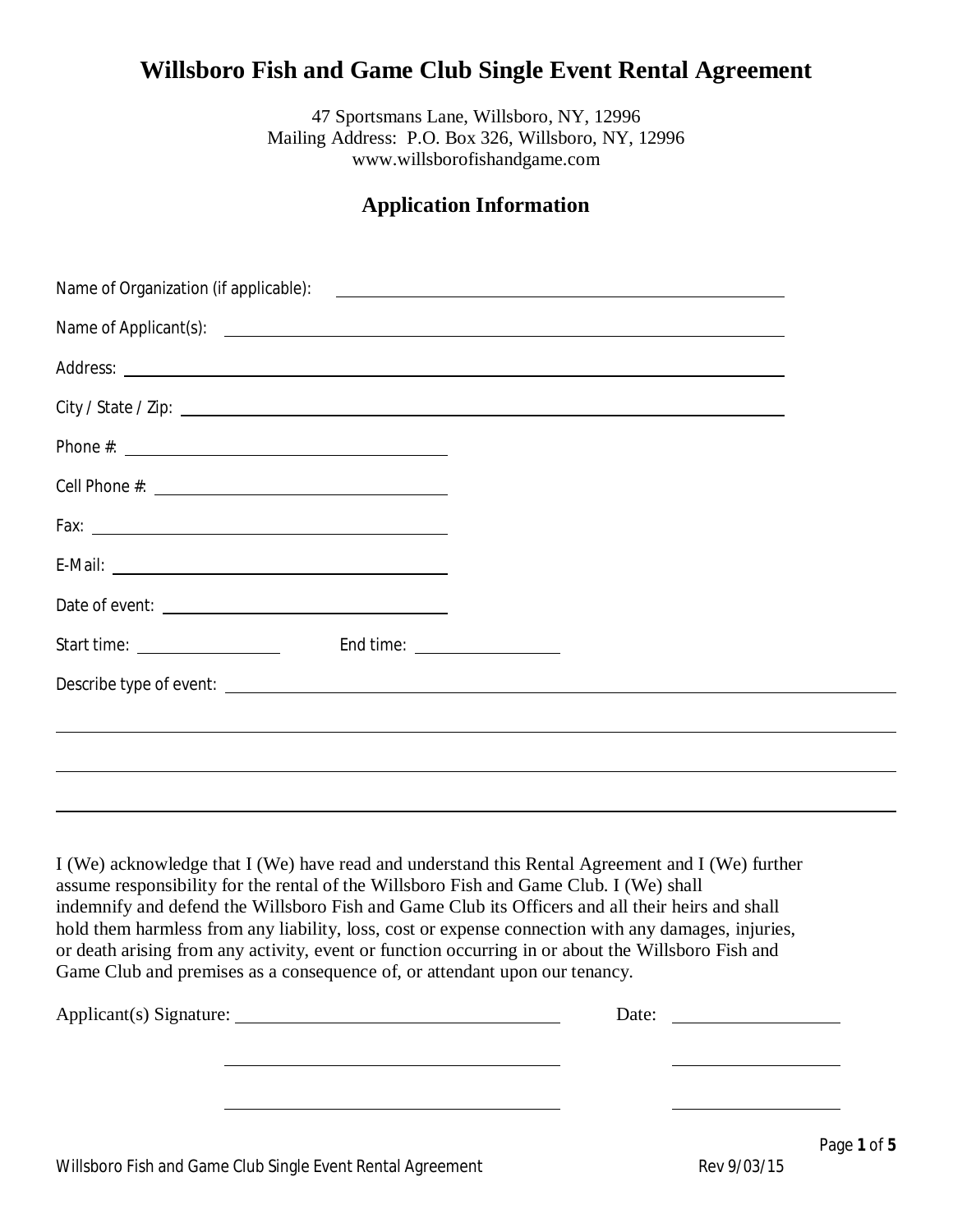# Willsboro Fish and Game Club Single Event Rental Agreement

47 Sportsmans Lane, Willsboro, NY, 12996
Mailing Address: P.O. Box 326, Willsboro, NY, 12996
www.willsborofishandgame.com

## Application Information

Name of Organization (if applicable): ______________________________

Name of Applicant(s): ______________________________

Address: ______________________________

City / State / Zip: ______________________________

Phone #: ______________________________

Cell Phone #: ______________________________

Fax: ______________________________

E-Mail: ______________________________

Date of event: ______________________________

Start time: ______________ End time: ______________

Describe type of event: ______________________________

______________________________

______________________________

______________________________

I (We) acknowledge that I (We) have read and understand this Rental Agreement and I (We) further assume responsibility for the rental of the Willsboro Fish and Game Club. I (We) shall indemnify and defend the Willsboro Fish and Game Club its Officers and all their heirs and shall hold them harmless from any liability, loss, cost or expense connection with any damages, injuries, or death arising from any activity, event or function occurring in or about the Willsboro Fish and Game Club and premises as a consequence of, or attendant upon our tenancy.

Applicant(s) Signature: ______________________________ Date: ______________

______________________________ ______________

______________________________ ______________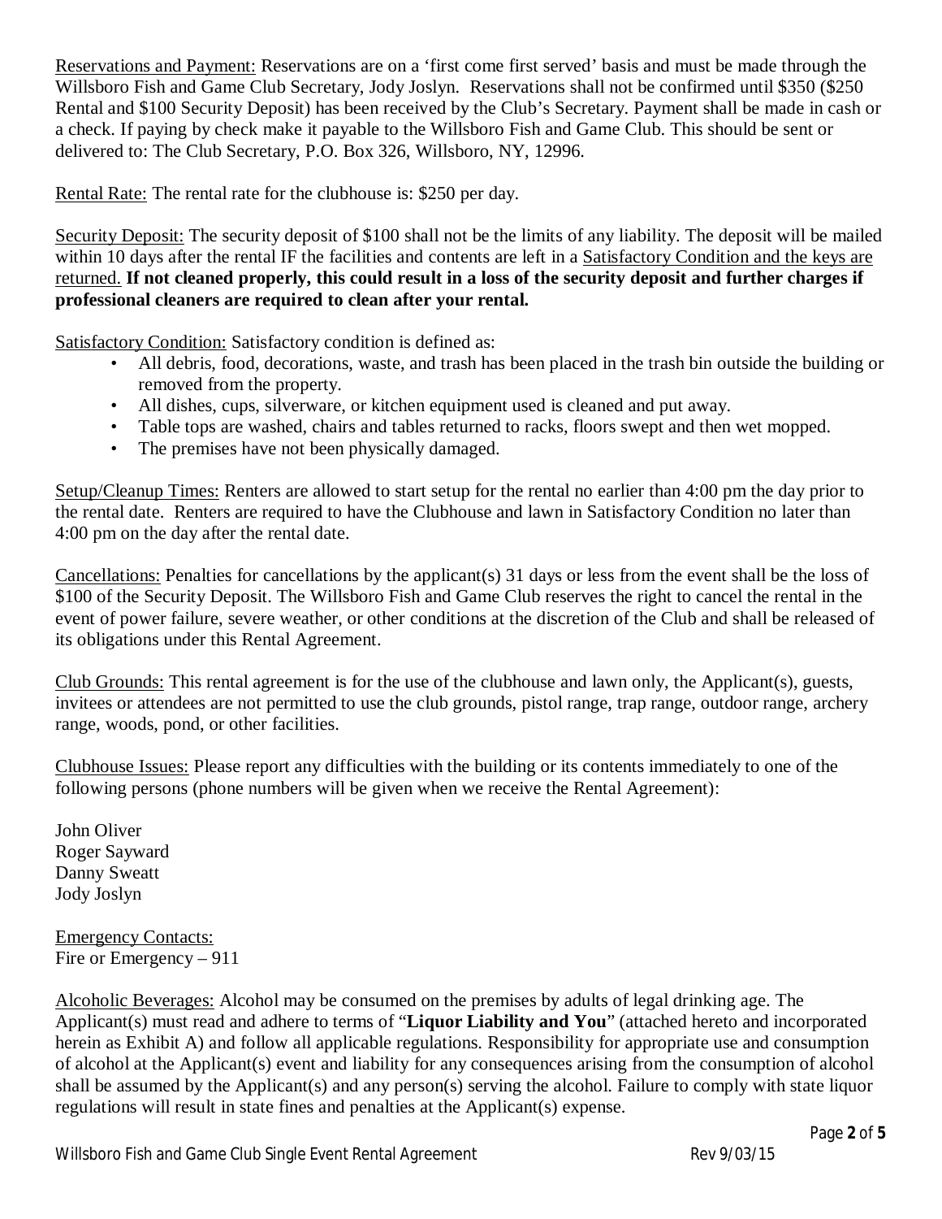Reservations and Payment: Reservations are on a 'first come first served' basis and must be made through the Willsboro Fish and Game Club Secretary, Jody Joslyn. Reservations shall not be confirmed until $350 ($250 Rental and $100 Security Deposit) has been received by the Club's Secretary. Payment shall be made in cash or a check. If paying by check make it payable to the Willsboro Fish and Game Club. This should be sent or delivered to: The Club Secretary, P.O. Box 326, Willsboro, NY, 12996.

Rental Rate: The rental rate for the clubhouse is: $250 per day.

Security Deposit: The security deposit of $100 shall not be the limits of any liability. The deposit will be mailed within 10 days after the rental IF the facilities and contents are left in a Satisfactory Condition and the keys are returned. **If not cleaned properly, this could result in a loss of the security deposit and further charges if professional cleaners are required to clean after your rental.**

Satisfactory Condition: Satisfactory condition is defined as:

- All debris, food, decorations, waste, and trash has been placed in the trash bin outside the building or removed from the property.
- All dishes, cups, silverware, or kitchen equipment used is cleaned and put away.
- Table tops are washed, chairs and tables returned to racks, floors swept and then wet mopped.
- The premises have not been physically damaged.

Setup/Cleanup Times: Renters are allowed to start setup for the rental no earlier than 4:00 pm the day prior to the rental date. Renters are required to have the Clubhouse and lawn in Satisfactory Condition no later than 4:00 pm on the day after the rental date.

Cancellations: Penalties for cancellations by the applicant(s) 31 days or less from the event shall be the loss of $100 of the Security Deposit. The Willsboro Fish and Game Club reserves the right to cancel the rental in the event of power failure, severe weather, or other conditions at the discretion of the Club and shall be released of its obligations under this Rental Agreement.

Club Grounds: This rental agreement is for the use of the clubhouse and lawn only, the Applicant(s), guests, invitees or attendees are not permitted to use the club grounds, pistol range, trap range, outdoor range, archery range, woods, pond, or other facilities.

Clubhouse Issues: Please report any difficulties with the building or its contents immediately to one of the following persons (phone numbers will be given when we receive the Rental Agreement):

John Oliver
Roger Sayward
Danny Sweatt
Jody Joslyn

Emergency Contacts:
Fire or Emergency – 911

Alcoholic Beverages: Alcohol may be consumed on the premises by adults of legal drinking age. The Applicant(s) must read and adhere to terms of "**Liquor Liability and You**" (attached hereto and incorporated herein as Exhibit A) and follow all applicable regulations. Responsibility for appropriate use and consumption of alcohol at the Applicant(s) event and liability for any consequences arising from the consumption of alcohol shall be assumed by the Applicant(s) and any person(s) serving the alcohol. Failure to comply with state liquor regulations will result in state fines and penalties at the Applicant(s) expense.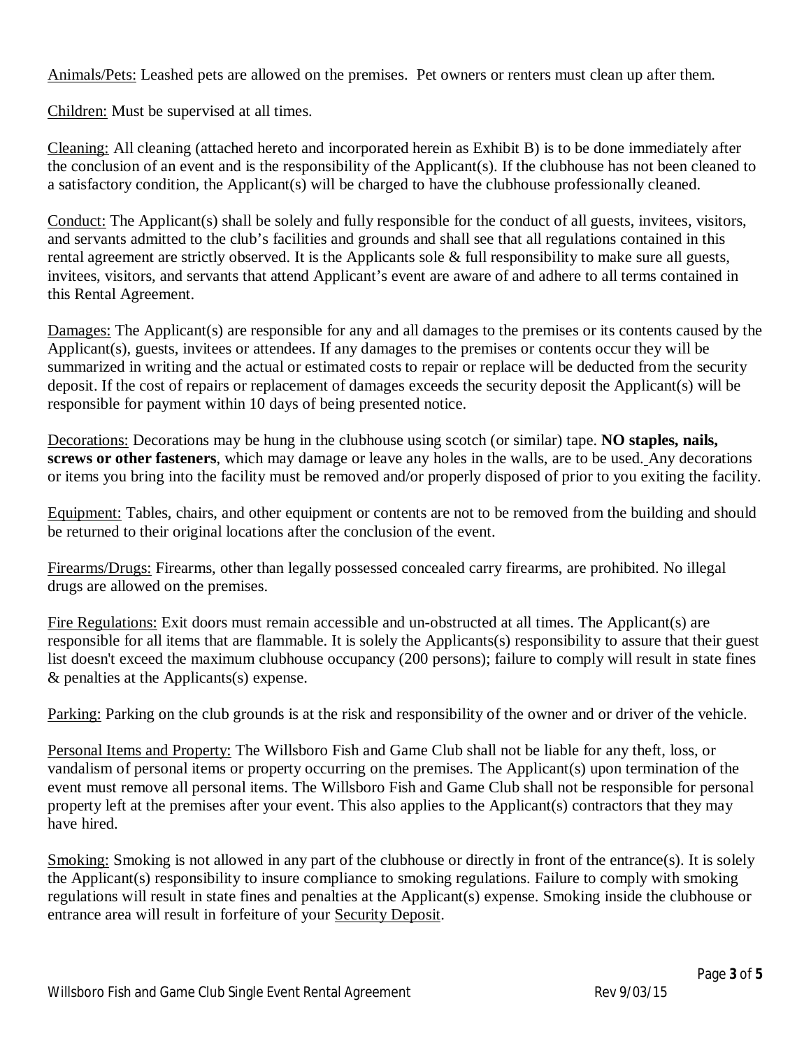Animals/Pets: Leashed pets are allowed on the premises. Pet owners or renters must clean up after them.

Children: Must be supervised at all times.

Cleaning: All cleaning (attached hereto and incorporated herein as Exhibit B) is to be done immediately after the conclusion of an event and is the responsibility of the Applicant(s). If the clubhouse has not been cleaned to a satisfactory condition, the Applicant(s) will be charged to have the clubhouse professionally cleaned.

Conduct: The Applicant(s) shall be solely and fully responsible for the conduct of all guests, invitees, visitors, and servants admitted to the club's facilities and grounds and shall see that all regulations contained in this rental agreement are strictly observed. It is the Applicants sole & full responsibility to make sure all guests, invitees, visitors, and servants that attend Applicant's event are aware of and adhere to all terms contained in this Rental Agreement.

Damages: The Applicant(s) are responsible for any and all damages to the premises or its contents caused by the Applicant(s), guests, invitees or attendees. If any damages to the premises or contents occur they will be summarized in writing and the actual or estimated costs to repair or replace will be deducted from the security deposit. If the cost of repairs or replacement of damages exceeds the security deposit the Applicant(s) will be responsible for payment within 10 days of being presented notice.

Decorations: Decorations may be hung in the clubhouse using scotch (or similar) tape. **NO staples, nails, screws or other fasteners**, which may damage or leave any holes in the walls, are to be used. Any decorations or items you bring into the facility must be removed and/or properly disposed of prior to you exiting the facility.

Equipment: Tables, chairs, and other equipment or contents are not to be removed from the building and should be returned to their original locations after the conclusion of the event.

Firearms/Drugs: Firearms, other than legally possessed concealed carry firearms, are prohibited. No illegal drugs are allowed on the premises.

Fire Regulations: Exit doors must remain accessible and un-obstructed at all times. The Applicant(s) are responsible for all items that are flammable. It is solely the Applicants(s) responsibility to assure that their guest list doesn't exceed the maximum clubhouse occupancy (200 persons); failure to comply will result in state fines & penalties at the Applicants(s) expense.

Parking: Parking on the club grounds is at the risk and responsibility of the owner and or driver of the vehicle.

Personal Items and Property: The Willsboro Fish and Game Club shall not be liable for any theft, loss, or vandalism of personal items or property occurring on the premises. The Applicant(s) upon termination of the event must remove all personal items. The Willsboro Fish and Game Club shall not be responsible for personal property left at the premises after your event. This also applies to the Applicant(s) contractors that they may have hired.

Smoking: Smoking is not allowed in any part of the clubhouse or directly in front of the entrance(s). It is solely the Applicant(s) responsibility to insure compliance to smoking regulations. Failure to comply with smoking regulations will result in state fines and penalties at the Applicant(s) expense. Smoking inside the clubhouse or entrance area will result in forfeiture of your Security Deposit.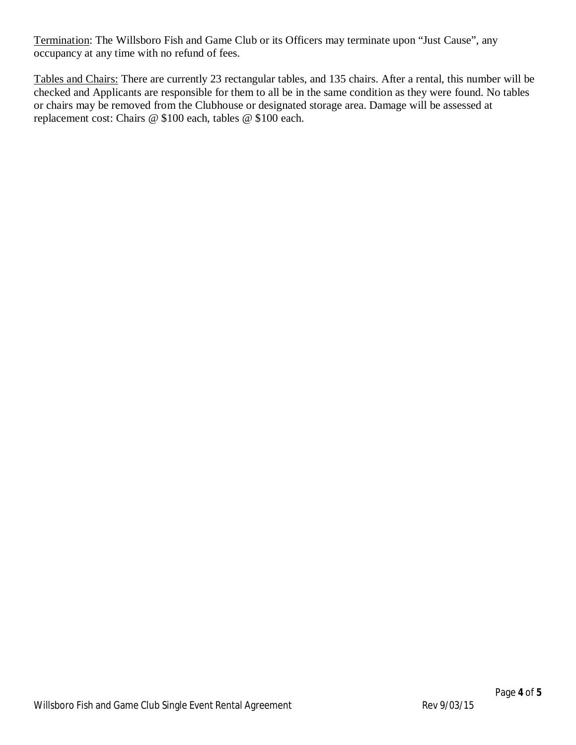<u>Termination</u>: The Willsboro Fish and Game Club or its Officers may terminate upon "Just Cause", any occupancy at any time with no refund of fees.

<u>Tables and Chairs:</u> There are currently 23 rectangular tables, and 135 chairs. After a rental, this number will be checked and Applicants are responsible for them to all be in the same condition as they were found. No tables or chairs may be removed from the Clubhouse or designated storage area. Damage will be assessed at replacement cost: Chairs @ $100 each, tables @ $100 each.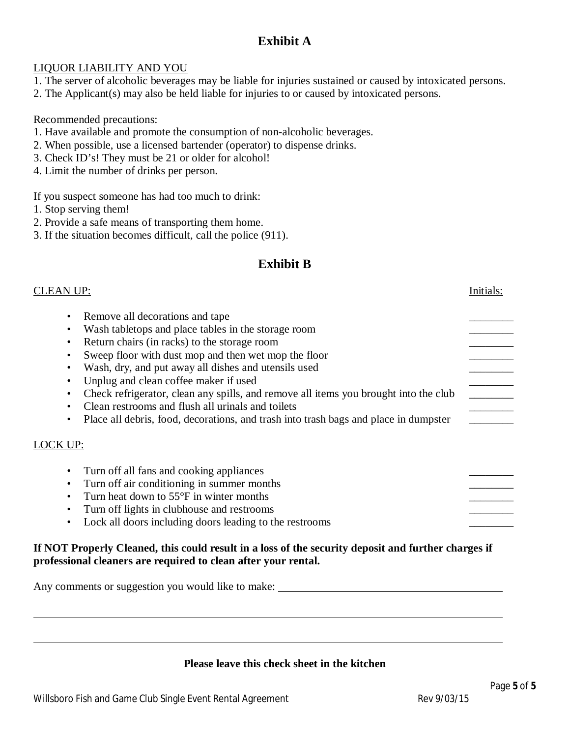# Exhibit A

LIQUOR LIABILITY AND YOU

1. The server of alcoholic beverages may be liable for injuries sustained or caused by intoxicated persons.
2. The Applicant(s) may also be held liable for injuries to or caused by intoxicated persons.

Recommended precautions:

1. Have available and promote the consumption of non-alcoholic beverages.
2. When possible, use a licensed bartender (operator) to dispense drinks.
3. Check ID's! They must be 21 or older for alcohol!
4. Limit the number of drinks per person.

If you suspect someone has had too much to drink:

1. Stop serving them!
2. Provide a safe means of transporting them home.
3. If the situation becomes difficult, call the police (911).

# Exhibit B

| CLEAN UP: | Initials: |
|---|---|
| • Remove all decorations and tape | ________ |
| • Wash tabletops and place tables in the storage room | ________ |
| • Return chairs (in racks) to the storage room | ________ |
| • Sweep floor with dust mop and then wet mop the floor | ________ |
| • Wash, dry, and put away all dishes and utensils used | ________ |
| • Unplug and clean coffee maker if used | ________ |
| • Check refrigerator, clean any spills, and remove all items you brought into the club | ________ |
| • Clean restrooms and flush all urinals and toilets | ________ |
| • Place all debris, food, decorations, and trash into trash bags and place in dumpster | ________ |

| LOCK UP: | |
|---|---|
| • Turn off all fans and cooking appliances | ________ |
| • Turn off air conditioning in summer months | ________ |
| • Turn heat down to 55°F in winter months | ________ |
| • Turn off lights in clubhouse and restrooms | ________ |
| • Lock all doors including doors leading to the restrooms | ________ |

**If NOT Properly Cleaned, this could result in a loss of the security deposit and further charges if professional cleaners are required to clean after your rental.**

Any comments or suggestion you would like to make: ________________________________________

________________________________________________________________________________

________________________________________________________________________________

**Please leave this check sheet in the kitchen**